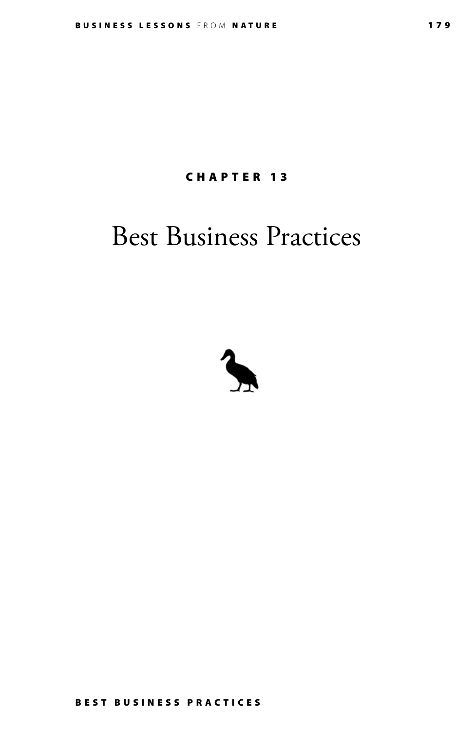CHAPTER 13

# Best Business Practices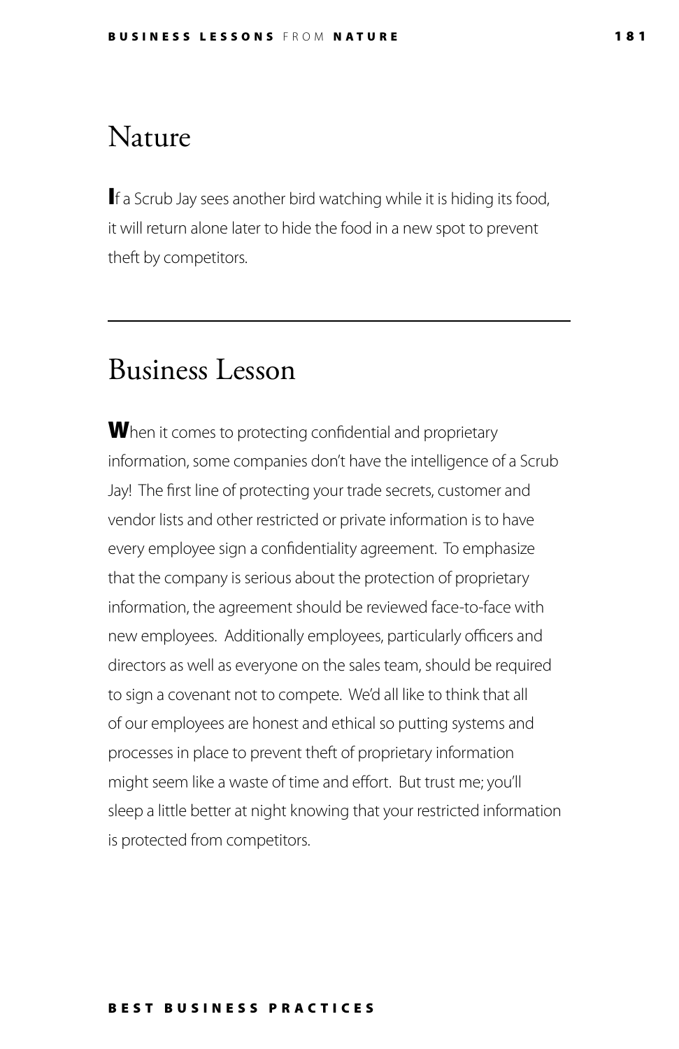## Nature

If a Scrub Jay sees another bird watching while it is hiding its food, it will return alone later to hide the food in a new spot to prevent theft by competitors.

---

## Business Lesson

When it comes to protecting confidential and proprietary information, some companies don't have the intelligence of a Scrub Jay! The first line of protecting your trade secrets, customer and vendor lists and other restricted or private information is to have every employee sign a confidentiality agreement. To emphasize that the company is serious about the protection of proprietary information, the agreement should be reviewed face-to-face with new employees. Additionally employees, particularly officers and directors as well as everyone on the sales team, should be required to sign a covenant not to compete. We'd all like to think that all of our employees are honest and ethical so putting systems and processes in place to prevent theft of proprietary information might seem like a waste of time and effort. But trust me; you'll sleep a little better at night knowing that your restricted information is protected from competitors.